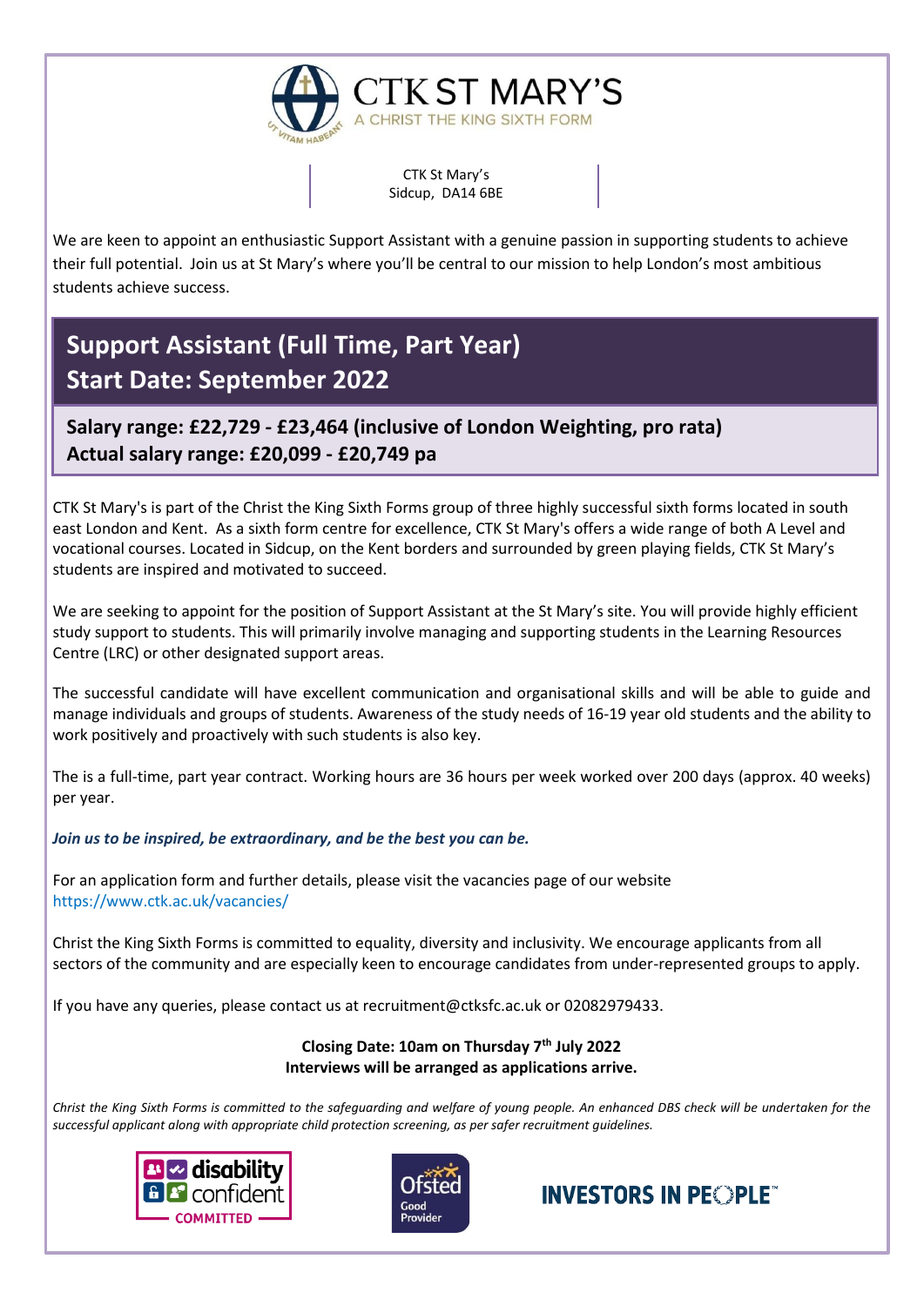# CTK ST MARY'S

A CHRIST THE KING SIXTH FORM

CTK St Mary's
Sidcup, DA14 6BE

We are keen to appoint an enthusiastic Support Assistant with a genuine passion in supporting students to achieve their full potential. Join us at St Mary's where you'll be central to our mission to help London's most ambitious students achieve success.

## Support Assistant (Full Time, Part Year)
## Start Date: September 2022

**Salary range: £22,729 - £23,464 (inclusive of London Weighting, pro rata)**
**Actual salary range: £20,099 - £20,749 pa**

CTK St Mary's is part of the Christ the King Sixth Forms group of three highly successful sixth forms located in south east London and Kent. As a sixth form centre for excellence, CTK St Mary's offers a wide range of both A Level and vocational courses. Located in Sidcup, on the Kent borders and surrounded by green playing fields, CTK St Mary's students are inspired and motivated to succeed.

We are seeking to appoint for the position of Support Assistant at the St Mary's site. You will provide highly efficient study support to students. This will primarily involve managing and supporting students in the Learning Resources Centre (LRC) or other designated support areas.

The successful candidate will have excellent communication and organisational skills and will be able to guide and manage individuals and groups of students. Awareness of the study needs of 16-19 year old students and the ability to work positively and proactively with such students is also key.

The is a full-time, part year contract. Working hours are 36 hours per week worked over 200 days (approx. 40 weeks) per year.

***Join us to be inspired, be extraordinary, and be the best you can be.***

For an application form and further details, please visit the vacancies page of our website
https://www.ctk.ac.uk/vacancies/

Christ the King Sixth Forms is committed to equality, diversity and inclusivity. We encourage applicants from all sectors of the community and are especially keen to encourage candidates from under-represented groups to apply.

If you have any queries, please contact us at recruitment@ctksfc.ac.uk or 02082979433.

**Closing Date: 10am on Thursday 7th July 2022**
**Interviews will be arranged as applications arrive.**

*Christ the King Sixth Forms is committed to the safeguarding and welfare of young people. An enhanced DBS check will be undertaken for the successful applicant along with appropriate child protection screening, as per safer recruitment guidelines.*

disability confident COMMITTED

Ofsted Good Provider

INVESTORS IN PEOPLE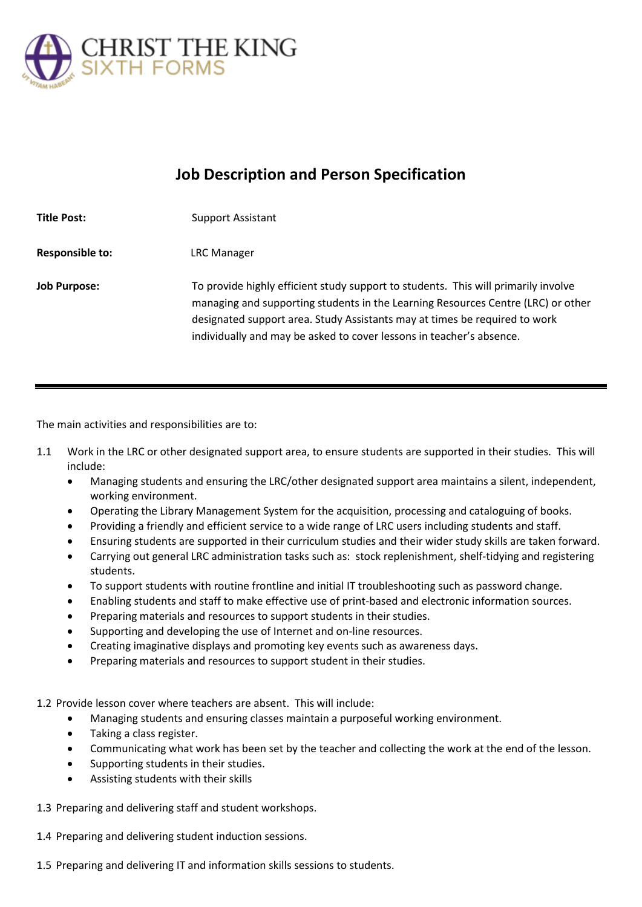CHRIST THE KING
SIXTH FORMS

# Job Description and Person Specification

| | |
|---|---|
| **Title Post:** | Support Assistant |
| **Responsible to:** | LRC Manager |
| **Job Purpose:** | To provide highly efficient study support to students. This will primarily involve managing and supporting students in the Learning Resources Centre (LRC) or other designated support area. Study Assistants may at times be required to work individually and may be asked to cover lessons in teacher's absence. |

---

The main activities and responsibilities are to:

1.1 Work in the LRC or other designated support area, to ensure students are supported in their studies. This will include:

- Managing students and ensuring the LRC/other designated support area maintains a silent, independent, working environment.
- Operating the Library Management System for the acquisition, processing and cataloguing of books.
- Providing a friendly and efficient service to a wide range of LRC users including students and staff.
- Ensuring students are supported in their curriculum studies and their wider study skills are taken forward.
- Carrying out general LRC administration tasks such as: stock replenishment, shelf-tidying and registering students.
- To support students with routine frontline and initial IT troubleshooting such as password change.
- Enabling students and staff to make effective use of print-based and electronic information sources.
- Preparing materials and resources to support students in their studies.
- Supporting and developing the use of Internet and on-line resources.
- Creating imaginative displays and promoting key events such as awareness days.
- Preparing materials and resources to support student in their studies.

1.2 Provide lesson cover where teachers are absent. This will include:

- Managing students and ensuring classes maintain a purposeful working environment.
- Taking a class register.
- Communicating what work has been set by the teacher and collecting the work at the end of the lesson.
- Supporting students in their studies.
- Assisting students with their skills

1.3 Preparing and delivering staff and student workshops.

1.4 Preparing and delivering student induction sessions.

1.5 Preparing and delivering IT and information skills sessions to students.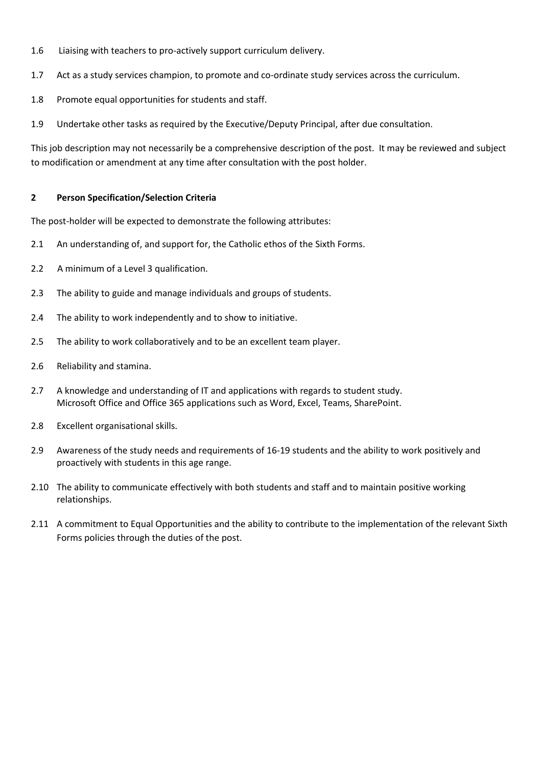1.6 Liaising with teachers to pro-actively support curriculum delivery.

1.7 Act as a study services champion, to promote and co-ordinate study services across the curriculum.

1.8 Promote equal opportunities for students and staff.

1.9 Undertake other tasks as required by the Executive/Deputy Principal, after due consultation.

This job description may not necessarily be a comprehensive description of the post. It may be reviewed and subject to modification or amendment at any time after consultation with the post holder.

## 2 Person Specification/Selection Criteria

The post-holder will be expected to demonstrate the following attributes:

2.1 An understanding of, and support for, the Catholic ethos of the Sixth Forms.

2.2 A minimum of a Level 3 qualification.

2.3 The ability to guide and manage individuals and groups of students.

2.4 The ability to work independently and to show to initiative.

2.5 The ability to work collaboratively and to be an excellent team player.

2.6 Reliability and stamina.

2.7 A knowledge and understanding of IT and applications with regards to student study. Microsoft Office and Office 365 applications such as Word, Excel, Teams, SharePoint.

2.8 Excellent organisational skills.

2.9 Awareness of the study needs and requirements of 16-19 students and the ability to work positively and proactively with students in this age range.

2.10 The ability to communicate effectively with both students and staff and to maintain positive working relationships.

2.11 A commitment to Equal Opportunities and the ability to contribute to the implementation of the relevant Sixth Forms policies through the duties of the post.